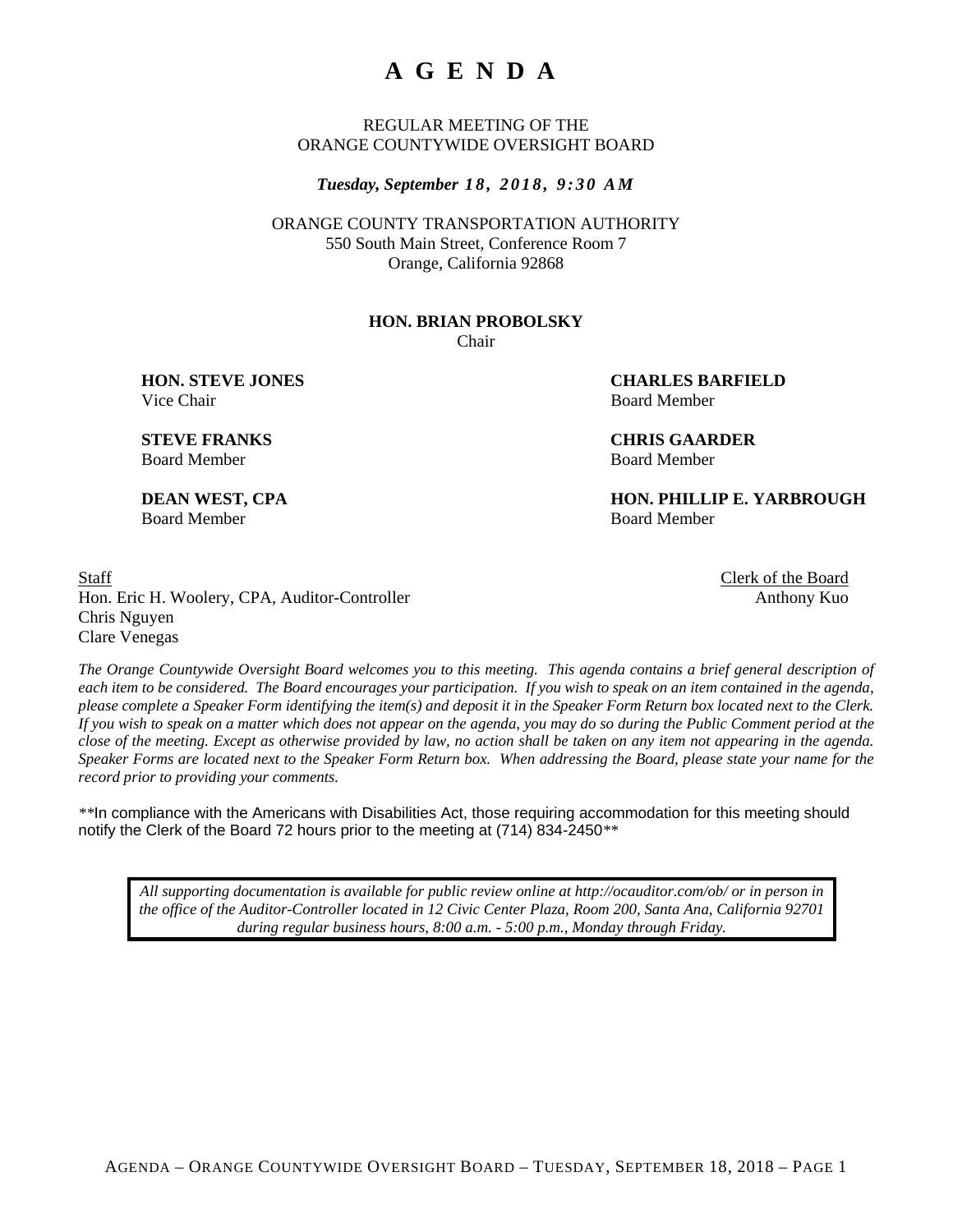# A G E N D A

REGULAR MEETING OF THE
ORANGE COUNTYWIDE OVERSIGHT BOARD

***Tuesday, September 18, 2018, 9:30 AM***

ORANGE COUNTY TRANSPORTATION AUTHORITY
550 South Main Street, Conference Room 7
Orange, California 92868

**HON. BRIAN PROBOLSKY**
Chair

**HON. STEVE JONES**
Vice Chair

**CHARLES BARFIELD**
Board Member

**STEVE FRANKS**
Board Member

**CHRIS GAARDER**
Board Member

**DEAN WEST, CPA**
Board Member

**HON. PHILLIP E. YARBROUGH**
Board Member

Staff
Hon. Eric H. Woolery, CPA, Auditor-Controller
Chris Nguyen
Clare Venegas

Clerk of the Board
Anthony Kuo

*The Orange Countywide Oversight Board welcomes you to this meeting. This agenda contains a brief general description of each item to be considered. The Board encourages your participation. If you wish to speak on an item contained in the agenda, please complete a Speaker Form identifying the item(s) and deposit it in the Speaker Form Return box located next to the Clerk. If you wish to speak on a matter which does not appear on the agenda, you may do so during the Public Comment period at the close of the meeting. Except as otherwise provided by law, no action shall be taken on any item not appearing in the agenda. Speaker Forms are located next to the Speaker Form Return box. When addressing the Board, please state your name for the record prior to providing your comments.*

**In compliance with the Americans with Disabilities Act, those requiring accommodation for this meeting should notify the Clerk of the Board 72 hours prior to the meeting at (714) 834-2450**

*All supporting documentation is available for public review online at http://ocauditor.com/ob/ or in person in the office of the Auditor-Controller located in 12 Civic Center Plaza, Room 200, Santa Ana, California 92701 during regular business hours, 8:00 a.m. - 5:00 p.m., Monday through Friday.*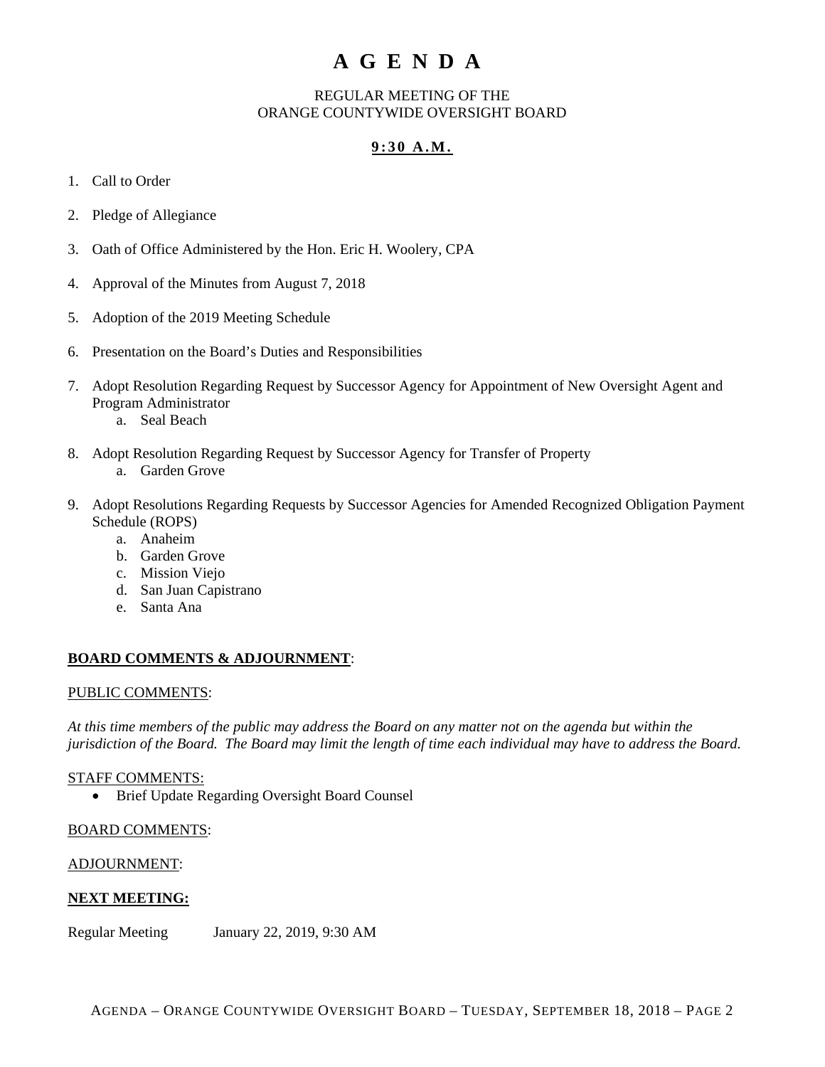# A G E N D A

REGULAR MEETING OF THE
ORANGE COUNTYWIDE OVERSIGHT BOARD

**9:30 A.M.**

1. Call to Order
2. Pledge of Allegiance
3. Oath of Office Administered by the Hon. Eric H. Woolery, CPA
4. Approval of the Minutes from August 7, 2018
5. Adoption of the 2019 Meeting Schedule
6. Presentation on the Board's Duties and Responsibilities
7. Adopt Resolution Regarding Request by Successor Agency for Appointment of New Oversight Agent and Program Administrator
   a. Seal Beach
8. Adopt Resolution Regarding Request by Successor Agency for Transfer of Property
   a. Garden Grove
9. Adopt Resolutions Regarding Requests by Successor Agencies for Amended Recognized Obligation Payment Schedule (ROPS)
   a. Anaheim
   b. Garden Grove
   c. Mission Viejo
   d. San Juan Capistrano
   e. Santa Ana

**BOARD COMMENTS & ADJOURNMENT**:

PUBLIC COMMENTS:

*At this time members of the public may address the Board on any matter not on the agenda but within the jurisdiction of the Board. The Board may limit the length of time each individual may have to address the Board.*

STAFF COMMENTS:

- Brief Update Regarding Oversight Board Counsel

BOARD COMMENTS:

ADJOURNMENT:

**NEXT MEETING:**

Regular Meeting January 22, 2019, 9:30 AM